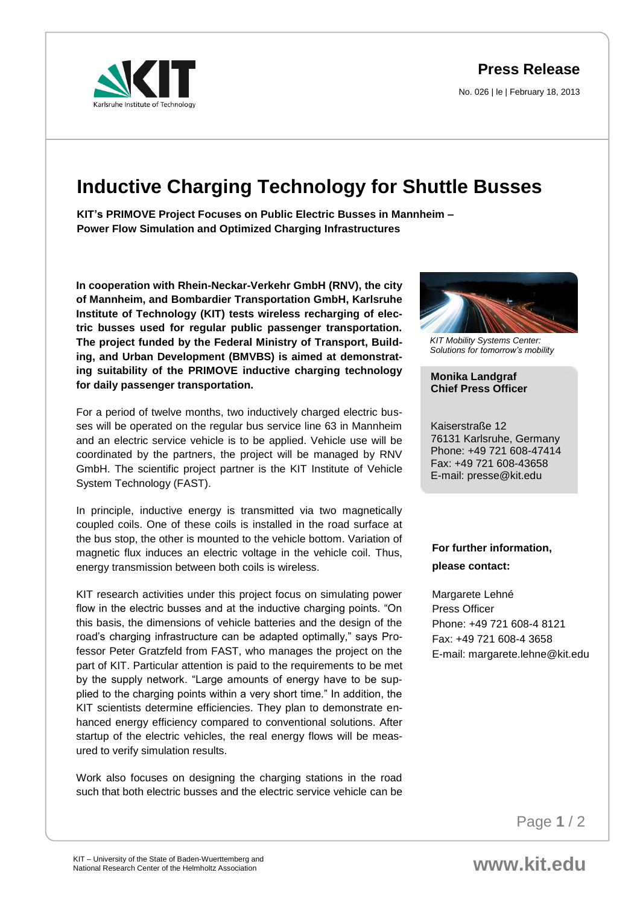**Press Release**

No. 026 | le | February 18, 2013

# Inductive Charging Technology for Shuttle Busses

**KIT's PRIMOVE Project Focuses on Public Electric Busses in Mannheim – Power Flow Simulation and Optimized Charging Infrastructures**

**In cooperation with Rhein-Neckar-Verkehr GmbH (RNV), the city of Mannheim, and Bombardier Transportation GmbH, Karlsruhe Institute of Technology (KIT) tests wireless recharging of electric busses used for regular public passenger transportation. The project funded by the Federal Ministry of Transport, Building, and Urban Development (BMVBS) is aimed at demonstrating suitability of the PRIMOVE inductive charging technology for daily passenger transportation.**

For a period of twelve months, two inductively charged electric busses will be operated on the regular bus service line 63 in Mannheim and an electric service vehicle is to be applied. Vehicle use will be coordinated by the partners, the project will be managed by RNV GmbH. The scientific project partner is the KIT Institute of Vehicle System Technology (FAST).

In principle, inductive energy is transmitted via two magnetically coupled coils. One of these coils is installed in the road surface at the bus stop, the other is mounted to the vehicle bottom. Variation of magnetic flux induces an electric voltage in the vehicle coil. Thus, energy transmission between both coils is wireless.

KIT research activities under this project focus on simulating power flow in the electric busses and at the inductive charging points. "On this basis, the dimensions of vehicle batteries and the design of the road's charging infrastructure can be adapted optimally," says Professor Peter Gratzfeld from FAST, who manages the project on the part of KIT. Particular attention is paid to the requirements to be met by the supply network. "Large amounts of energy have to be supplied to the charging points within a very short time." In addition, the KIT scientists determine efficiencies. They plan to demonstrate enhanced energy efficiency compared to conventional solutions. After startup of the electric vehicles, the real energy flows will be measured to verify simulation results.

Work also focuses on designing the charging stations in the road such that both electric busses and the electric service vehicle can be

*KIT Mobility Systems Center: Solutions for tomorrow's mobility*

**Monika Landgraf**
**Chief Press Officer**

Kaiserstraße 12
76131 Karlsruhe, Germany
Phone: +49 721 608-47414
Fax: +49 721 608-43658
E-mail: presse@kit.edu

**For further information, please contact:**

Margarete Lehné
Press Officer
Phone: +49 721 608-4 8121
Fax: +49 721 608-4 3658
E-mail: margarete.lehne@kit.edu

KIT – University of the State of Baden-Wuerttemberg and National Research Center of the Helmholtz Association

www.kit.edu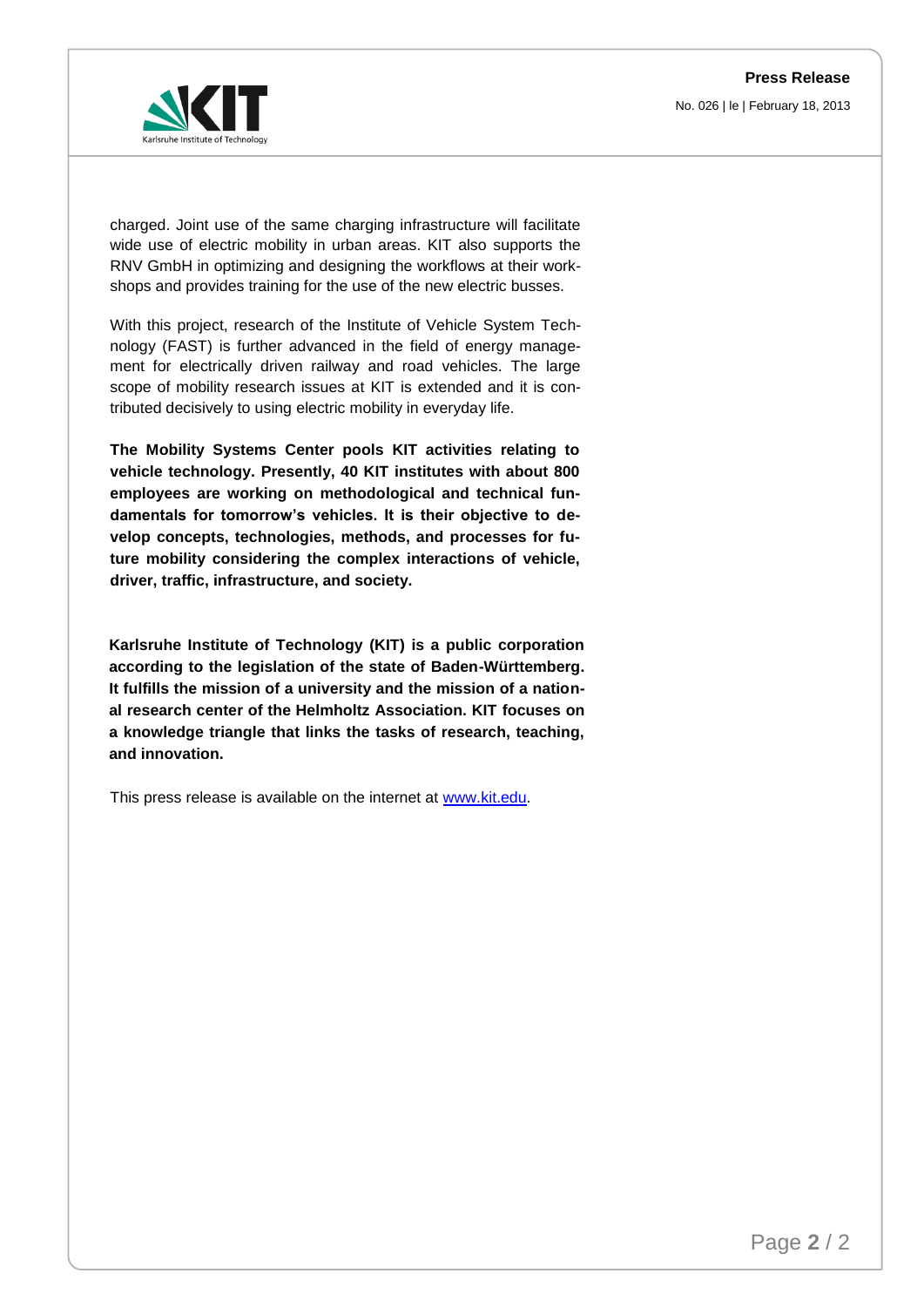charged. Joint use of the same charging infrastructure will facilitate wide use of electric mobility in urban areas. KIT also supports the RNV GmbH in optimizing and designing the workflows at their workshops and provides training for the use of the new electric busses.

With this project, research of the Institute of Vehicle System Technology (FAST) is further advanced in the field of energy management for electrically driven railway and road vehicles. The large scope of mobility research issues at KIT is extended and it is contributed decisively to using electric mobility in everyday life.

**The Mobility Systems Center pools KIT activities relating to vehicle technology. Presently, 40 KIT institutes with about 800 employees are working on methodological and technical fundamentals for tomorrow's vehicles. It is their objective to develop concepts, technologies, methods, and processes for future mobility considering the complex interactions of vehicle, driver, traffic, infrastructure, and society.**

**Karlsruhe Institute of Technology (KIT) is a public corporation according to the legislation of the state of Baden-Württemberg. It fulfills the mission of a university and the mission of a national research center of the Helmholtz Association. KIT focuses on a knowledge triangle that links the tasks of research, teaching, and innovation.**

This press release is available on the internet at [www.kit.edu](http://www.kit.edu).